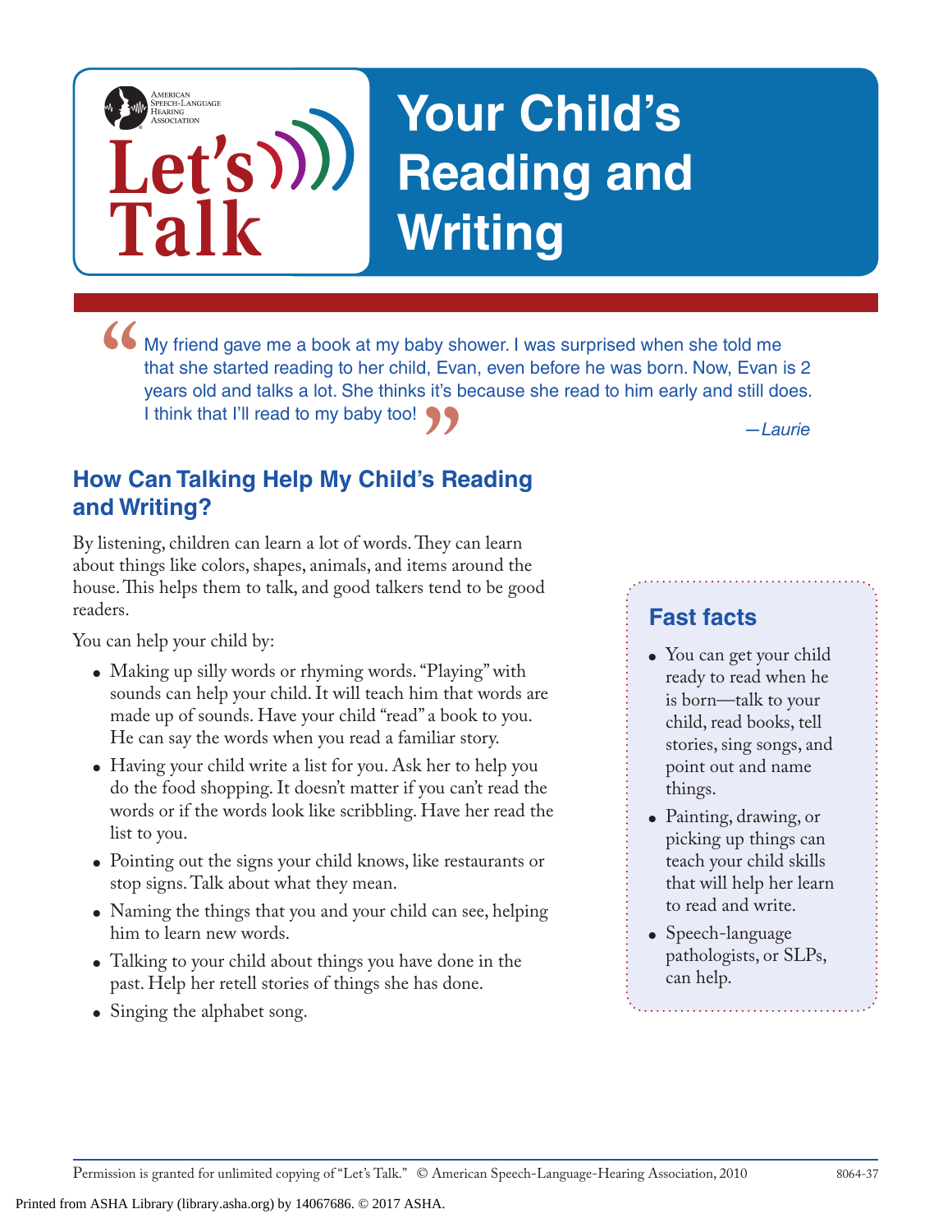American Speech-Language Hearing Association

**Let's Talk**

# Your Child's Reading and Writing

> "My friend gave me a book at my baby shower. I was surprised when she told me that she started reading to her child, Evan, even before he was born. Now, Evan is 2 years old and talks a lot. She thinks it's because she read to him early and still does. I think that I'll read to my baby too!"
>
> *—Laurie*

## How Can Talking Help My Child's Reading and Writing?

By listening, children can learn a lot of words. They can learn about things like colors, shapes, animals, and items around the house. This helps them to talk, and good talkers tend to be good readers.

You can help your child by:

- Making up silly words or rhyming words. "Playing" with sounds can help your child. It will teach him that words are made up of sounds. Have your child "read" a book to you. He can say the words when you read a familiar story.
- Having your child write a list for you. Ask her to help you do the food shopping. It doesn't matter if you can't read the words or if the words look like scribbling. Have her read the list to you.
- Pointing out the signs your child knows, like restaurants or stop signs. Talk about what they mean.
- Naming the things that you and your child can see, helping him to learn new words.
- Talking to your child about things you have done in the past. Help her retell stories of things she has done.
- Singing the alphabet song.

### Fast facts

- You can get your child ready to read when he is born—talk to your child, read books, tell stories, sing songs, and point out and name things.
- Painting, drawing, or picking up things can teach your child skills that will help her learn to read and write.
- Speech-language pathologists, or SLPs, can help.

Permission is granted for unlimited copying of "Let's Talk." © American Speech-Language-Hearing Association, 2010 8064-37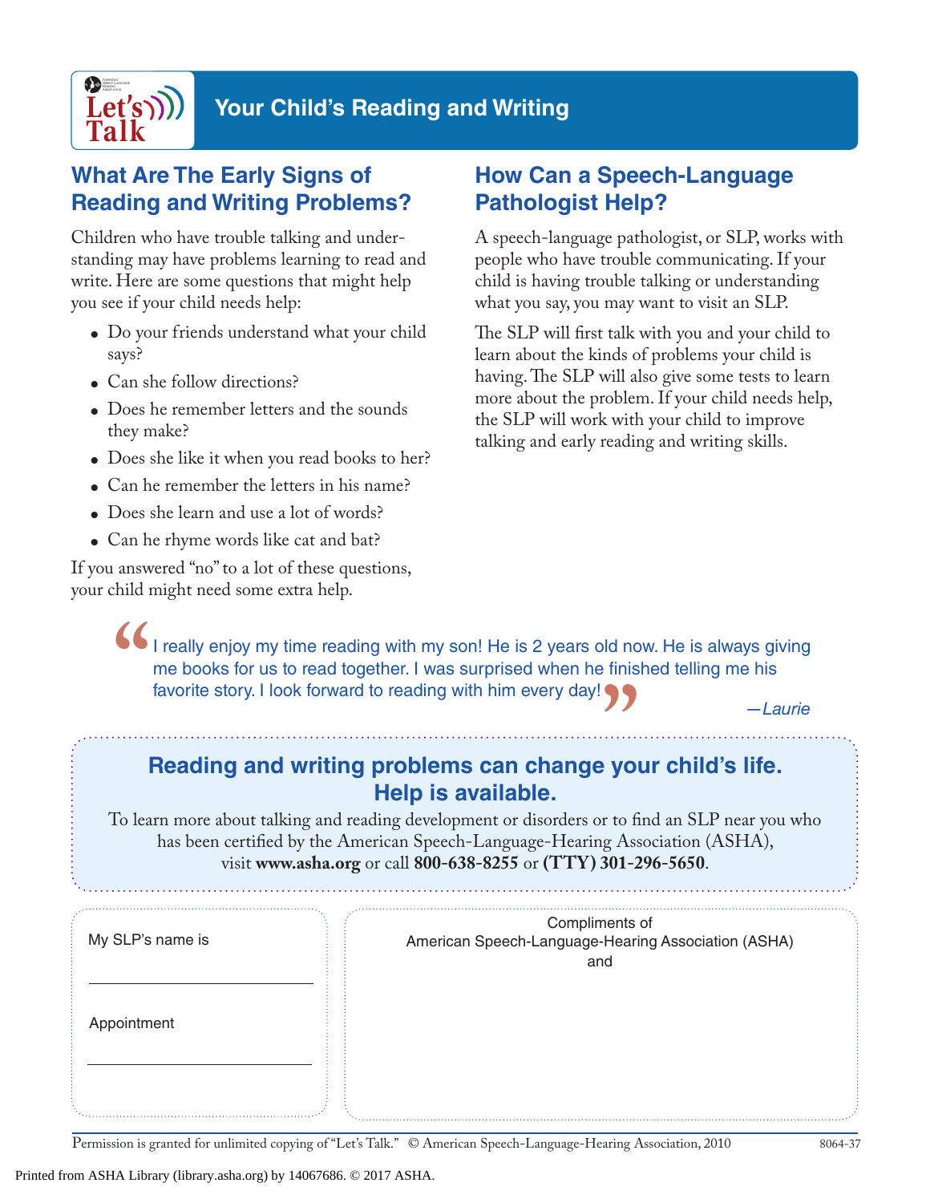# Your Child's Reading and Writing

## What Are The Early Signs of Reading and Writing Problems?

Children who have trouble talking and understanding may have problems learning to read and write. Here are some questions that might help you see if your child needs help:

- Do your friends understand what your child says?
- Can she follow directions?
- Does he remember letters and the sounds they make?
- Does she like it when you read books to her?
- Can he remember the letters in his name?
- Does she learn and use a lot of words?
- Can he rhyme words like cat and bat?

If you answered "no" to a lot of these questions, your child might need some extra help.

## How Can a Speech-Language Pathologist Help?

A speech-language pathologist, or SLP, works with people who have trouble communicating. If your child is having trouble talking or understanding what you say, you may want to visit an SLP.

The SLP will first talk with you and your child to learn about the kinds of problems your child is having. The SLP will also give some tests to learn more about the problem. If your child needs help, the SLP will work with your child to improve talking and early reading and writing skills.

> "I really enjoy my time reading with my son! He is 2 years old now. He is always giving me books for us to read together. I was surprised when he finished telling me his favorite story. I look forward to reading with him every day!"
>
> *—Laurie*

**Reading and writing problems can change your child's life. Help is available.**

To learn more about talking and reading development or disorders or to find an SLP near you who has been certified by the American Speech-Language-Hearing Association (ASHA), visit **www.asha.org** or call **800-638-8255** or **(TTY) 301-296-5650**.

My SLP's name is

______________________

Appointment

______________________

Compliments of
American Speech-Language-Hearing Association (ASHA)
and

Permission is granted for unlimited copying of "Let's Talk." © American Speech-Language-Hearing Association, 2010 8064-37